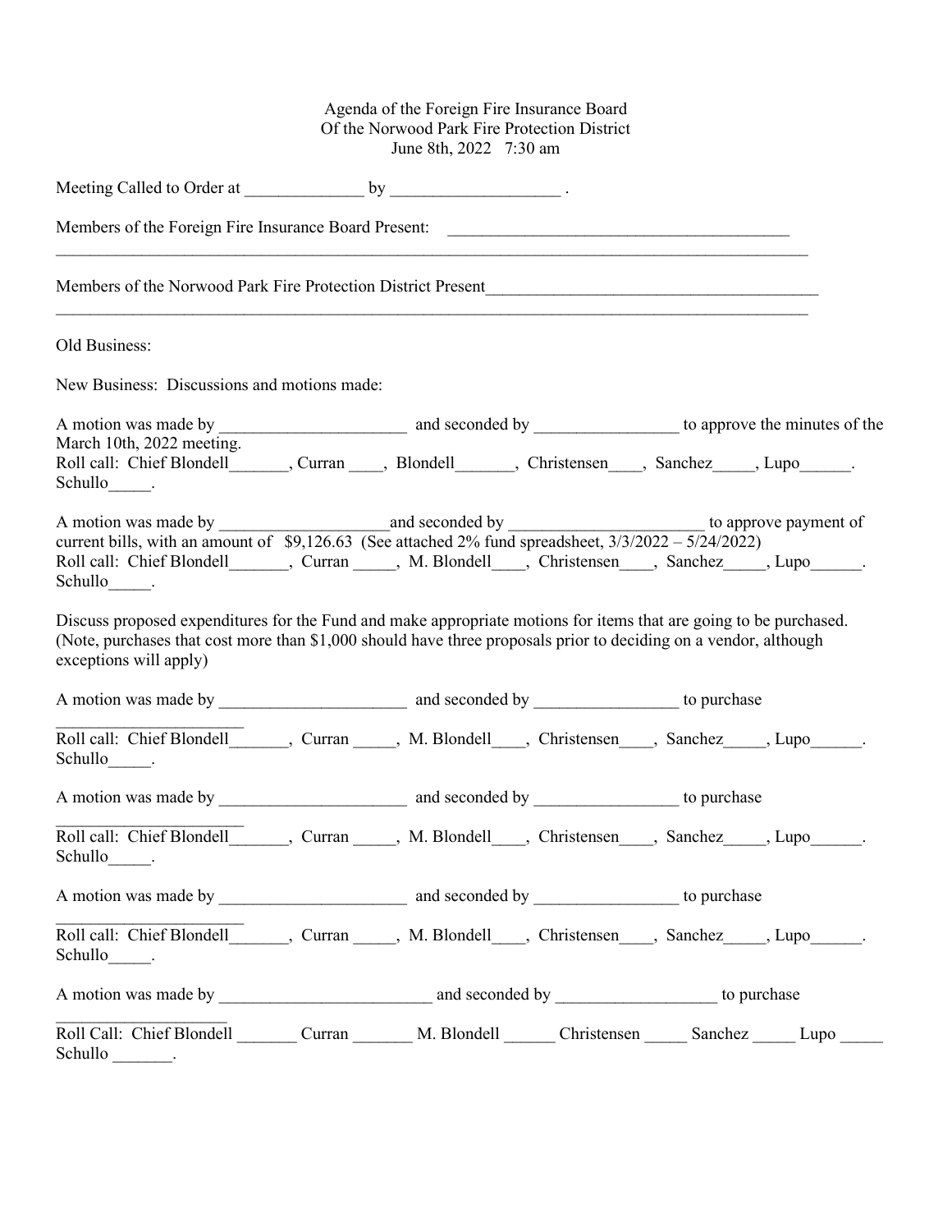Agenda of the Foreign Fire Insurance Board
Of the Norwood Park Fire Protection District
June 8th, 2022   7:30 am

Meeting Called to Order at ______________ by ____________________ .

Members of the Foreign Fire Insurance Board Present: _________________________________________
_______________________________________________________________________________________________

Members of the Norwood Park Fire Protection District Present________________________________________
_______________________________________________________________________________________________

Old Business:

New Business: Discussions and motions made:

A motion was made by ______________________ and seconded by _________________ to approve the minutes of the March 10th, 2022 meeting.
Roll call: Chief Blondell_______, Curran ____, Blondell_______, Christensen____, Sanchez_____, Lupo______. Schullo_____.

A motion was made by ____________________and seconded by _______________________ to approve payment of current bills, with an amount of $9,126.63 (See attached 2% fund spreadsheet, 3/3/2022 – 5/24/2022)
Roll call: Chief Blondell_______, Curran _____, M. Blondell____, Christensen____, Sanchez_____, Lupo______. Schullo_____.

Discuss proposed expenditures for the Fund and make appropriate motions for items that are going to be purchased. (Note, purchases that cost more than $1,000 should have three proposals prior to deciding on a vendor, although exceptions will apply)

A motion was made by ______________________ and seconded by _________________ to purchase
______________________
Roll call: Chief Blondell_______, Curran _____, M. Blondell____, Christensen____, Sanchez_____, Lupo______. Schullo_____.

A motion was made by ______________________ and seconded by _________________ to purchase
______________________
Roll call: Chief Blondell_______, Curran _____, M. Blondell____, Christensen____, Sanchez_____, Lupo______. Schullo_____.

A motion was made by ______________________ and seconded by _________________ to purchase
______________________
Roll call: Chief Blondell_______, Curran _____, M. Blondell____, Christensen____, Sanchez_____, Lupo______. Schullo_____.

A motion was made by _________________________ and seconded by ___________________ to purchase
____________________
Roll Call: Chief Blondell _______ Curran _______ M. Blondell ______ Christensen _____ Sanchez _____ Lupo _____ Schullo _______.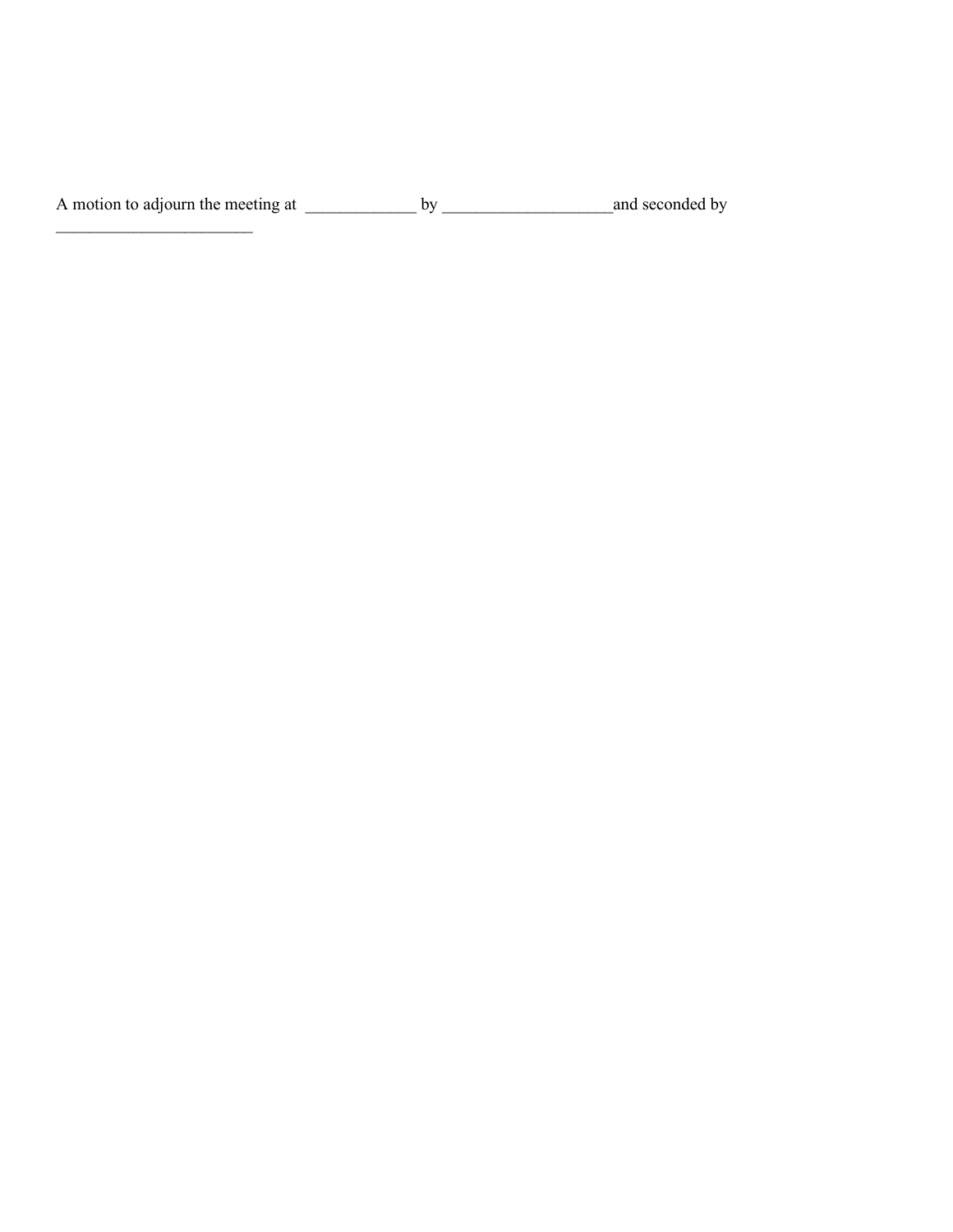A motion to adjourn the meeting at _____________ by ___________________and seconded by _______________________